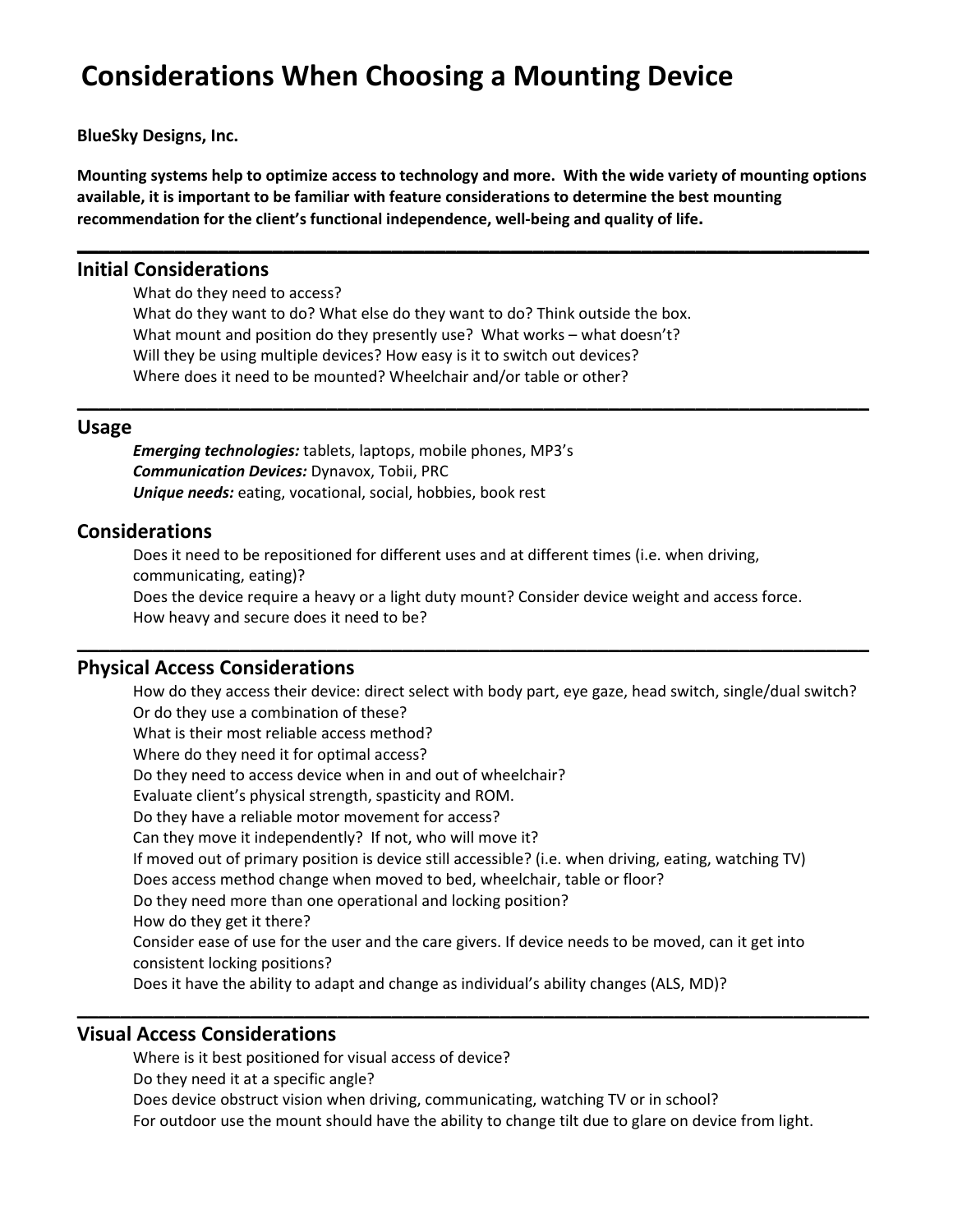# Considerations When Choosing a Mounting Device

**BlueSky Designs, Inc.**

**Mounting systems help to optimize access to technology and more. With the wide variety of mounting options available, it is important to be familiar with feature considerations to determine the best mounting recommendation for the client's functional independence, well-being and quality of life.**

---

## Initial Considerations

What do they need to access?
What do they want to do? What else do they want to do? Think outside the box.
What mount and position do they presently use? What works – what doesn't?
Will they be using multiple devices? How easy is it to switch out devices?
Where does it need to be mounted? Wheelchair and/or table or other?

---

## Usage

***Emerging technologies:*** tablets, laptops, mobile phones, MP3's
***Communication Devices:*** Dynavox, Tobii, PRC
***Unique needs:*** eating, vocational, social, hobbies, book rest

## Considerations

Does it need to be repositioned for different uses and at different times (i.e. when driving, communicating, eating)?
Does the device require a heavy or a light duty mount? Consider device weight and access force.
How heavy and secure does it need to be?

---

## Physical Access Considerations

How do they access their device: direct select with body part, eye gaze, head switch, single/dual switch? Or do they use a combination of these?
What is their most reliable access method?
Where do they need it for optimal access?
Do they need to access device when in and out of wheelchair?
Evaluate client's physical strength, spasticity and ROM.
Do they have a reliable motor movement for access?
Can they move it independently? If not, who will move it?
If moved out of primary position is device still accessible? (i.e. when driving, eating, watching TV)
Does access method change when moved to bed, wheelchair, table or floor?
Do they need more than one operational and locking position?
How do they get it there?
Consider ease of use for the user and the care givers. If device needs to be moved, can it get into consistent locking positions?
Does it have the ability to adapt and change as individual's ability changes (ALS, MD)?

---

## Visual Access Considerations

Where is it best positioned for visual access of device?
Do they need it at a specific angle?
Does device obstruct vision when driving, communicating, watching TV or in school?
For outdoor use the mount should have the ability to change tilt due to glare on device from light.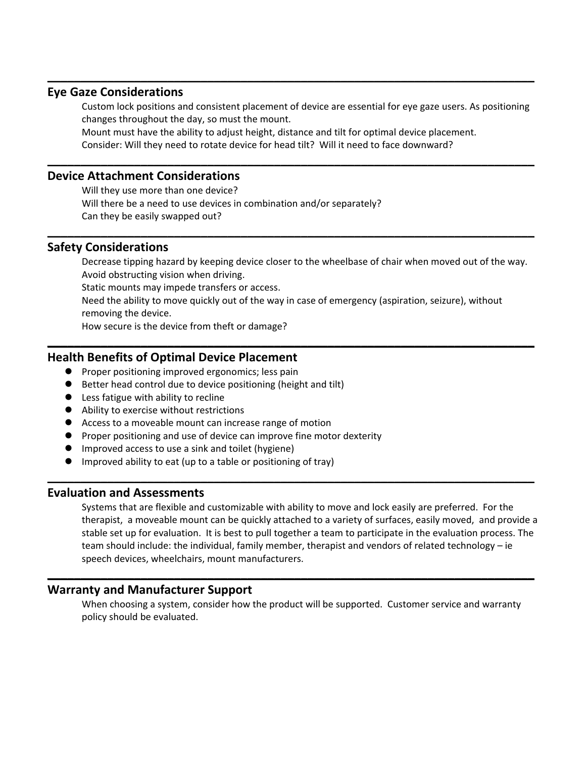## Eye Gaze Considerations

Custom lock positions and consistent placement of device are essential for eye gaze users. As positioning changes throughout the day, so must the mount.

Mount must have the ability to adjust height, distance and tilt for optimal device placement.

Consider: Will they need to rotate device for head tilt? Will it need to face downward?

## Device Attachment Considerations

Will they use more than one device?

Will there be a need to use devices in combination and/or separately?

Can they be easily swapped out?

## Safety Considerations

Decrease tipping hazard by keeping device closer to the wheelbase of chair when moved out of the way.

Avoid obstructing vision when driving.

Static mounts may impede transfers or access.

Need the ability to move quickly out of the way in case of emergency (aspiration, seizure), without removing the device.

How secure is the device from theft or damage?

## Health Benefits of Optimal Device Placement

- Proper positioning improved ergonomics; less pain
- Better head control due to device positioning (height and tilt)
- Less fatigue with ability to recline
- Ability to exercise without restrictions
- Access to a moveable mount can increase range of motion
- Proper positioning and use of device can improve fine motor dexterity
- Improved access to use a sink and toilet (hygiene)
- Improved ability to eat (up to a table or positioning of tray)

## Evaluation and Assessments

Systems that are flexible and customizable with ability to move and lock easily are preferred. For the therapist, a moveable mount can be quickly attached to a variety of surfaces, easily moved, and provide a stable set up for evaluation. It is best to pull together a team to participate in the evaluation process. The team should include: the individual, family member, therapist and vendors of related technology – ie speech devices, wheelchairs, mount manufacturers.

## Warranty and Manufacturer Support

When choosing a system, consider how the product will be supported. Customer service and warranty policy should be evaluated.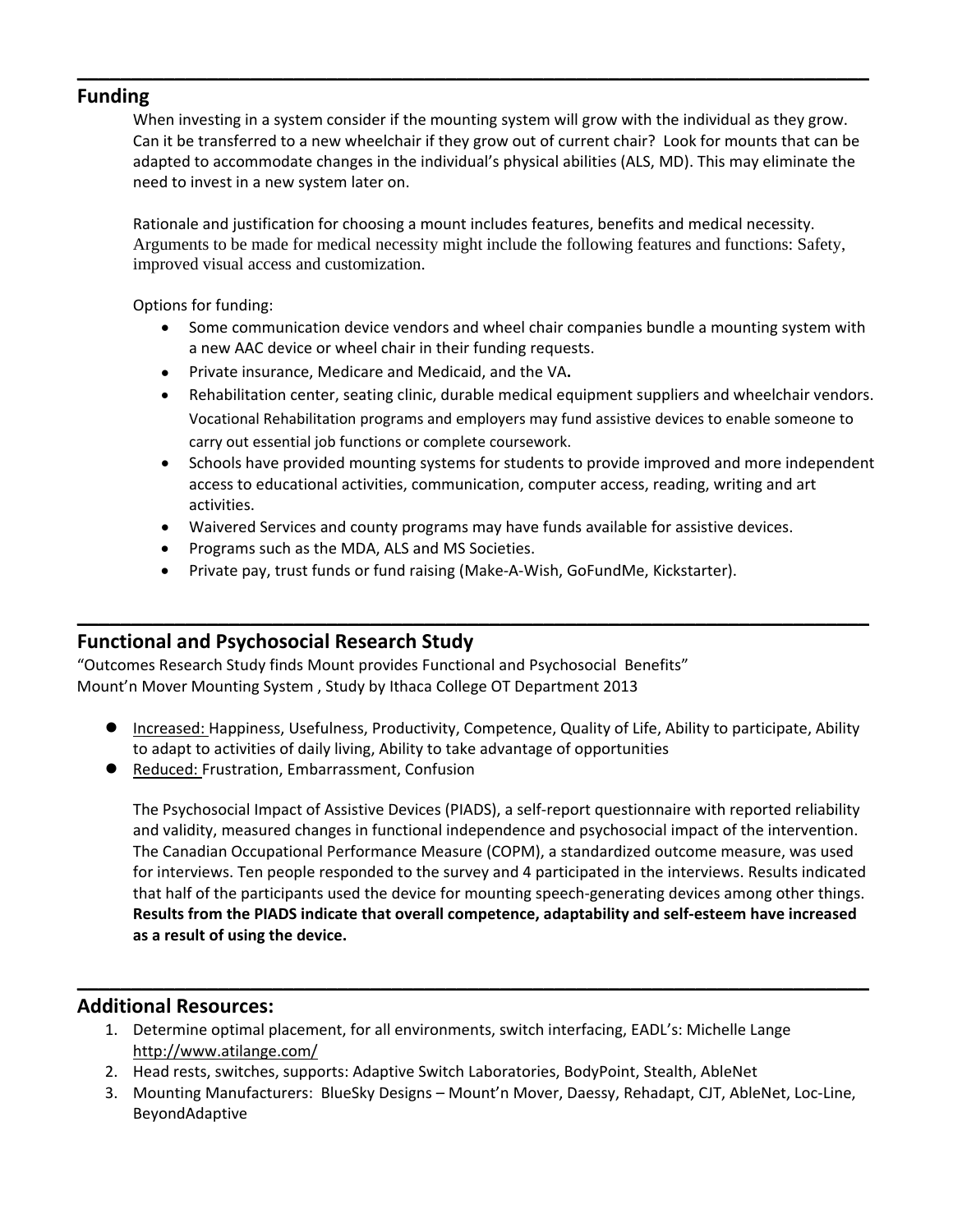## Funding

When investing in a system consider if the mounting system will grow with the individual as they grow. Can it be transferred to a new wheelchair if they grow out of current chair? Look for mounts that can be adapted to accommodate changes in the individual's physical abilities (ALS, MD). This may eliminate the need to invest in a new system later on.

Rationale and justification for choosing a mount includes features, benefits and medical necessity. Arguments to be made for medical necessity might include the following features and functions: Safety, improved visual access and customization.

Options for funding:

- Some communication device vendors and wheel chair companies bundle a mounting system with a new AAC device or wheel chair in their funding requests.
- Private insurance, Medicare and Medicaid, and the VA**.**
- Rehabilitation center, seating clinic, durable medical equipment suppliers and wheelchair vendors. Vocational Rehabilitation programs and employers may fund assistive devices to enable someone to carry out essential job functions or complete coursework.
- Schools have provided mounting systems for students to provide improved and more independent access to educational activities, communication, computer access, reading, writing and art activities.
- Waivered Services and county programs may have funds available for assistive devices.
- Programs such as the MDA, ALS and MS Societies.
- Private pay, trust funds or fund raising (Make-A-Wish, GoFundMe, Kickstarter).

## Functional and Psychosocial Research Study

"Outcomes Research Study finds Mount provides Functional and Psychosocial Benefits"
Mount'n Mover Mounting System , Study by Ithaca College OT Department 2013

- Increased: Happiness, Usefulness, Productivity, Competence, Quality of Life, Ability to participate, Ability to adapt to activities of daily living, Ability to take advantage of opportunities
- Reduced: Frustration, Embarrassment, Confusion

The Psychosocial Impact of Assistive Devices (PIADS), a self-report questionnaire with reported reliability and validity, measured changes in functional independence and psychosocial impact of the intervention. The Canadian Occupational Performance Measure (COPM), a standardized outcome measure, was used for interviews. Ten people responded to the survey and 4 participated in the interviews. Results indicated that half of the participants used the device for mounting speech-generating devices among other things. **Results from the PIADS indicate that overall competence, adaptability and self-esteem have increased as a result of using the device.**

## Additional Resources:

1. Determine optimal placement, for all environments, switch interfacing, EADL's: Michelle Lange http://www.atilange.com/
2. Head rests, switches, supports: Adaptive Switch Laboratories, BodyPoint, Stealth, AbleNet
3. Mounting Manufacturers: BlueSky Designs – Mount'n Mover, Daessy, Rehadapt, CJT, AbleNet, Loc-Line, BeyondAdaptive